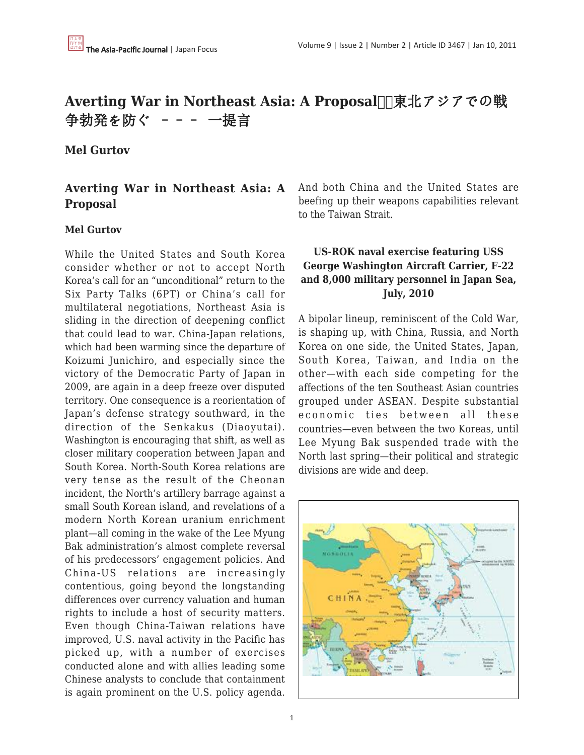# Averting War in Northeast Asia: A Proposal　東北アジアでの戦争勃発を防ぐ　－－－ 一提言

**Mel Gurtov**

## Averting War in Northeast Asia: A Proposal

**Mel Gurtov**

While the United States and South Korea consider whether or not to accept North Korea's call for an "unconditional" return to the Six Party Talks (6PT) or China's call for multilateral negotiations, Northeast Asia is sliding in the direction of deepening conflict that could lead to war. China-Japan relations, which had been warming since the departure of Koizumi Junichiro, and especially since the victory of the Democratic Party of Japan in 2009, are again in a deep freeze over disputed territory. One consequence is a reorientation of Japan's defense strategy southward, in the direction of the Senkakus (Diaoyutai). Washington is encouraging that shift, as well as closer military cooperation between Japan and South Korea. North-South Korea relations are very tense as the result of the Cheonan incident, the North's artillery barrage against a small South Korean island, and revelations of a modern North Korean uranium enrichment plant—all coming in the wake of the Lee Myung Bak administration's almost complete reversal of his predecessors' engagement policies. And China-US relations are increasingly contentious, going beyond the longstanding differences over currency valuation and human rights to include a host of security matters. Even though China-Taiwan relations have improved, U.S. naval activity in the Pacific has picked up, with a number of exercises conducted alone and with allies leading some Chinese analysts to conclude that containment is again prominent on the U.S. policy agenda. And both China and the United States are beefing up their weapons capabilities relevant to the Taiwan Strait.

**US-ROK naval exercise featuring USS George Washington Aircraft Carrier, F-22 and 8,000 military personnel in Japan Sea, July, 2010**

A bipolar lineup, reminiscent of the Cold War, is shaping up, with China, Russia, and North Korea on one side, the United States, Japan, South Korea, Taiwan, and India on the other—with each side competing for the affections of the ten Southeast Asian countries grouped under ASEAN. Despite substantial economic ties between all these countries—even between the two Koreas, until Lee Myung Bak suspended trade with the North last spring—their political and strategic divisions are wide and deep.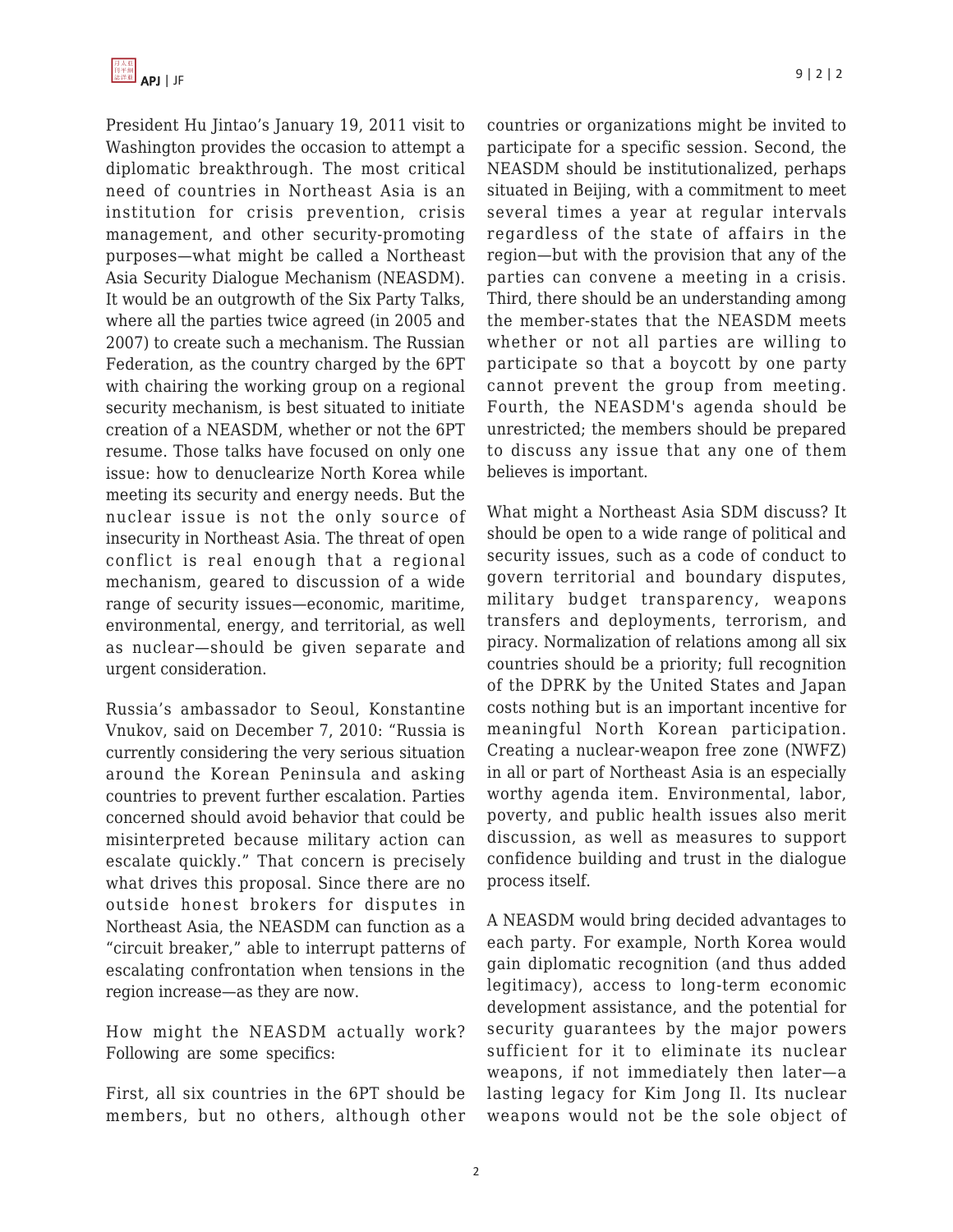President Hu Jintao's January 19, 2011 visit to Washington provides the occasion to attempt a diplomatic breakthrough. The most critical need of countries in Northeast Asia is an institution for crisis prevention, crisis management, and other security-promoting purposes—what might be called a Northeast Asia Security Dialogue Mechanism (NEASDM). It would be an outgrowth of the Six Party Talks, where all the parties twice agreed (in 2005 and 2007) to create such a mechanism. The Russian Federation, as the country charged by the 6PT with chairing the working group on a regional security mechanism, is best situated to initiate creation of a NEASDM, whether or not the 6PT resume. Those talks have focused on only one issue: how to denuclearize North Korea while meeting its security and energy needs. But the nuclear issue is not the only source of insecurity in Northeast Asia. The threat of open conflict is real enough that a regional mechanism, geared to discussion of a wide range of security issues—economic, maritime, environmental, energy, and territorial, as well as nuclear—should be given separate and urgent consideration.

Russia's ambassador to Seoul, Konstantine Vnukov, said on December 7, 2010: "Russia is currently considering the very serious situation around the Korean Peninsula and asking countries to prevent further escalation. Parties concerned should avoid behavior that could be misinterpreted because military action can escalate quickly." That concern is precisely what drives this proposal. Since there are no outside honest brokers for disputes in Northeast Asia, the NEASDM can function as a "circuit breaker," able to interrupt patterns of escalating confrontation when tensions in the region increase—as they are now.

How might the NEASDM actually work? Following are some specifics:

First, all six countries in the 6PT should be members, but no others, although other countries or organizations might be invited to participate for a specific session. Second, the NEASDM should be institutionalized, perhaps situated in Beijing, with a commitment to meet several times a year at regular intervals regardless of the state of affairs in the region—but with the provision that any of the parties can convene a meeting in a crisis. Third, there should be an understanding among the member-states that the NEASDM meets whether or not all parties are willing to participate so that a boycott by one party cannot prevent the group from meeting. Fourth, the NEASDM's agenda should be unrestricted; the members should be prepared to discuss any issue that any one of them believes is important.

What might a Northeast Asia SDM discuss? It should be open to a wide range of political and security issues, such as a code of conduct to govern territorial and boundary disputes, military budget transparency, weapons transfers and deployments, terrorism, and piracy. Normalization of relations among all six countries should be a priority; full recognition of the DPRK by the United States and Japan costs nothing but is an important incentive for meaningful North Korean participation. Creating a nuclear-weapon free zone (NWFZ) in all or part of Northeast Asia is an especially worthy agenda item. Environmental, labor, poverty, and public health issues also merit discussion, as well as measures to support confidence building and trust in the dialogue process itself.

A NEASDM would bring decided advantages to each party. For example, North Korea would gain diplomatic recognition (and thus added legitimacy), access to long-term economic development assistance, and the potential for security guarantees by the major powers sufficient for it to eliminate its nuclear weapons, if not immediately then later—a lasting legacy for Kim Jong Il. Its nuclear weapons would not be the sole object of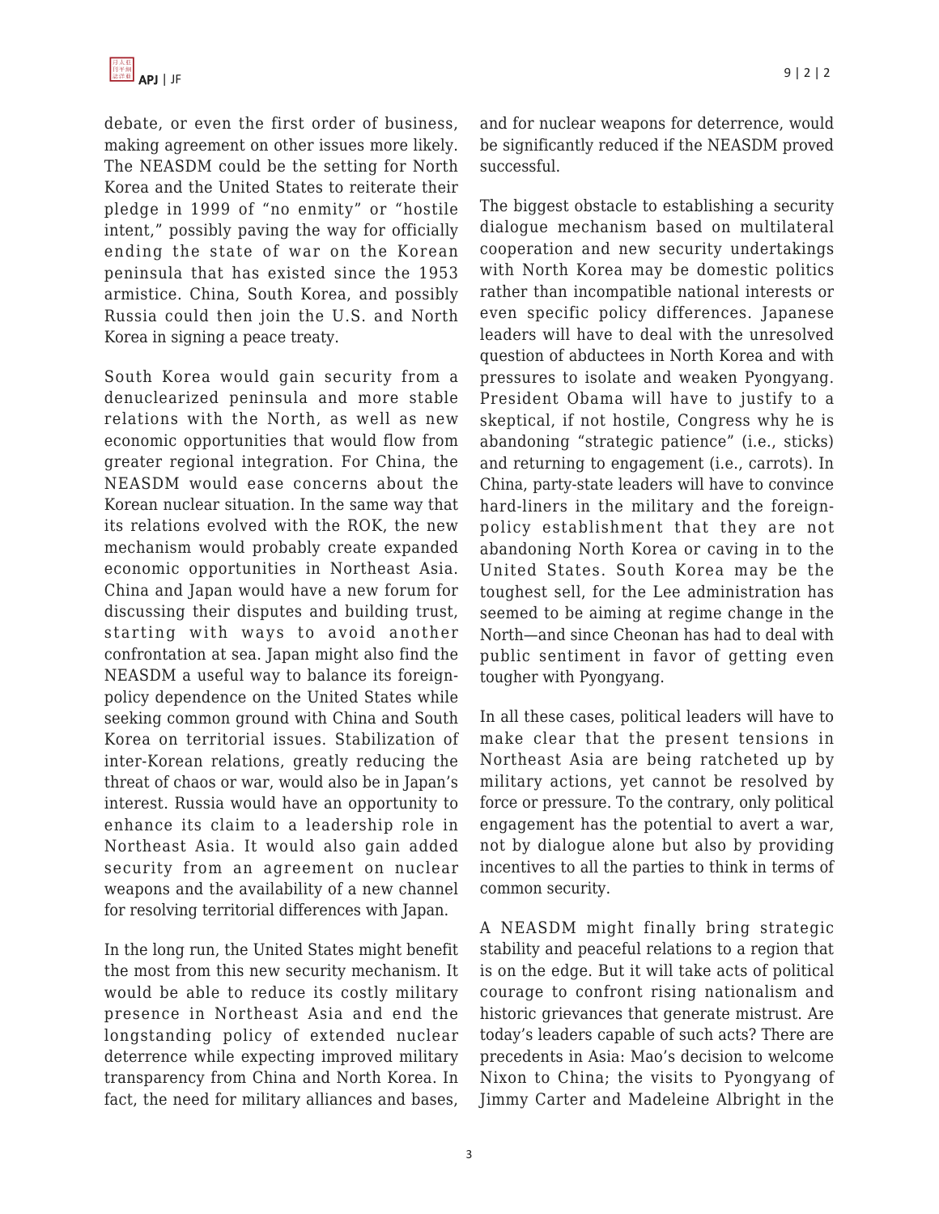debate, or even the first order of business, making agreement on other issues more likely. The NEASDM could be the setting for North Korea and the United States to reiterate their pledge in 1999 of "no enmity" or "hostile intent," possibly paving the way for officially ending the state of war on the Korean peninsula that has existed since the 1953 armistice. China, South Korea, and possibly Russia could then join the U.S. and North Korea in signing a peace treaty.

South Korea would gain security from a denuclearized peninsula and more stable relations with the North, as well as new economic opportunities that would flow from greater regional integration. For China, the NEASDM would ease concerns about the Korean nuclear situation. In the same way that its relations evolved with the ROK, the new mechanism would probably create expanded economic opportunities in Northeast Asia. China and Japan would have a new forum for discussing their disputes and building trust, starting with ways to avoid another confrontation at sea. Japan might also find the NEASDM a useful way to balance its foreign-policy dependence on the United States while seeking common ground with China and South Korea on territorial issues. Stabilization of inter-Korean relations, greatly reducing the threat of chaos or war, would also be in Japan's interest. Russia would have an opportunity to enhance its claim to a leadership role in Northeast Asia. It would also gain added security from an agreement on nuclear weapons and the availability of a new channel for resolving territorial differences with Japan.

In the long run, the United States might benefit the most from this new security mechanism. It would be able to reduce its costly military presence in Northeast Asia and end the longstanding policy of extended nuclear deterrence while expecting improved military transparency from China and North Korea. In fact, the need for military alliances and bases, and for nuclear weapons for deterrence, would be significantly reduced if the NEASDM proved successful.

The biggest obstacle to establishing a security dialogue mechanism based on multilateral cooperation and new security undertakings with North Korea may be domestic politics rather than incompatible national interests or even specific policy differences. Japanese leaders will have to deal with the unresolved question of abductees in North Korea and with pressures to isolate and weaken Pyongyang. President Obama will have to justify to a skeptical, if not hostile, Congress why he is abandoning "strategic patience" (i.e., sticks) and returning to engagement (i.e., carrots). In China, party-state leaders will have to convince hard-liners in the military and the foreign-policy establishment that they are not abandoning North Korea or caving in to the United States. South Korea may be the toughest sell, for the Lee administration has seemed to be aiming at regime change in the North—and since Cheonan has had to deal with public sentiment in favor of getting even tougher with Pyongyang.

In all these cases, political leaders will have to make clear that the present tensions in Northeast Asia are being ratcheted up by military actions, yet cannot be resolved by force or pressure. To the contrary, only political engagement has the potential to avert a war, not by dialogue alone but also by providing incentives to all the parties to think in terms of common security.

A NEASDM might finally bring strategic stability and peaceful relations to a region that is on the edge. But it will take acts of political courage to confront rising nationalism and historic grievances that generate mistrust. Are today's leaders capable of such acts? There are precedents in Asia: Mao's decision to welcome Nixon to China; the visits to Pyongyang of Jimmy Carter and Madeleine Albright in the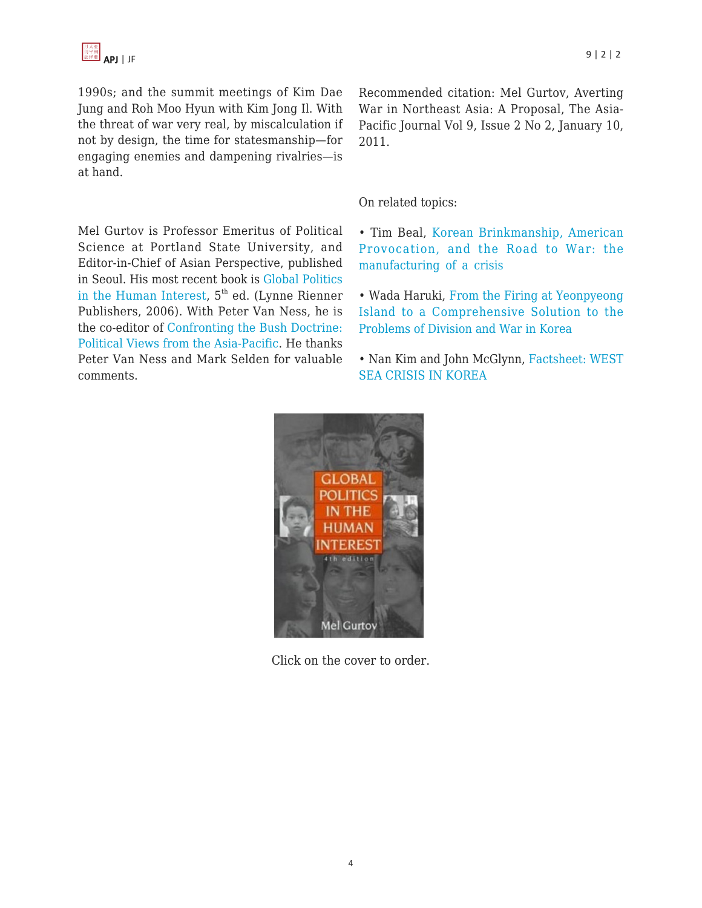1990s; and the summit meetings of Kim Dae Jung and Roh Moo Hyun with Kim Jong Il. With the threat of war very real, by miscalculation if not by design, the time for statesmanship—for engaging enemies and dampening rivalries—is at hand.

Mel Gurtov is Professor Emeritus of Political Science at Portland State University, and Editor-in-Chief of Asian Perspective, published in Seoul. His most recent book is Global Politics in the Human Interest, 5th ed. (Lynne Rienner Publishers, 2006). With Peter Van Ness, he is the co-editor of Confronting the Bush Doctrine: Political Views from the Asia-Pacific. He thanks Peter Van Ness and Mark Selden for valuable comments.

Recommended citation: Mel Gurtov, Averting War in Northeast Asia: A Proposal, The Asia-Pacific Journal Vol 9, Issue 2 No 2, January 10, 2011.

On related topics:

- Tim Beal, Korean Brinkmanship, American Provocation, and the Road to War: the manufacturing of a crisis
- Wada Haruki, From the Firing at Yeonpyeong Island to a Comprehensive Solution to the Problems of Division and War in Korea
- Nan Kim and John McGlynn, Factsheet: WEST SEA CRISIS IN KOREA

Click on the cover to order.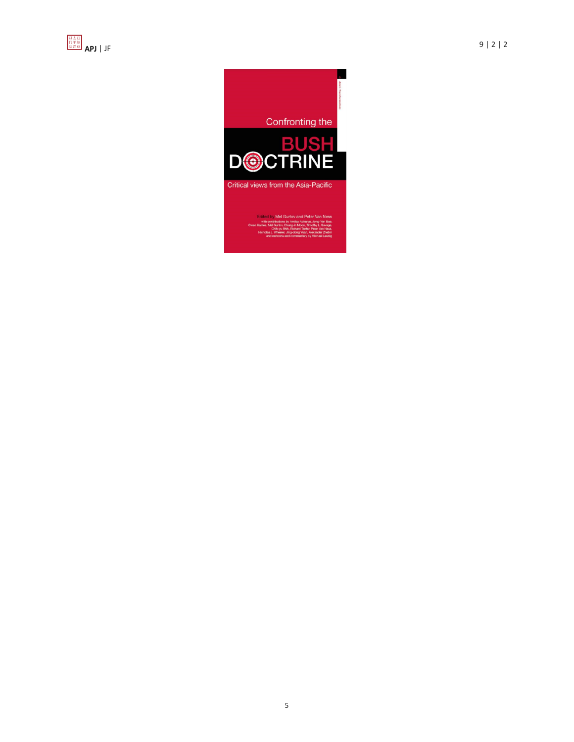Confronting the

BUSH DOCTRINE

Critical views from the Asia-Pacific

Edited by Mel Gurtov and Peter Van Ness

with contributions by Amitav Acharya, Jong-Yun Bae, Owen Harries, Mel Gurtov, Chung-in Moon, Timothy L. Savage, Chih-yu Shih, Richard Tanter, Peter Van Ness, Nicholas J. Wheeler, Jing-dong Yuan, Alexander Zhebin and cartoons and commentary by Michael Leunig